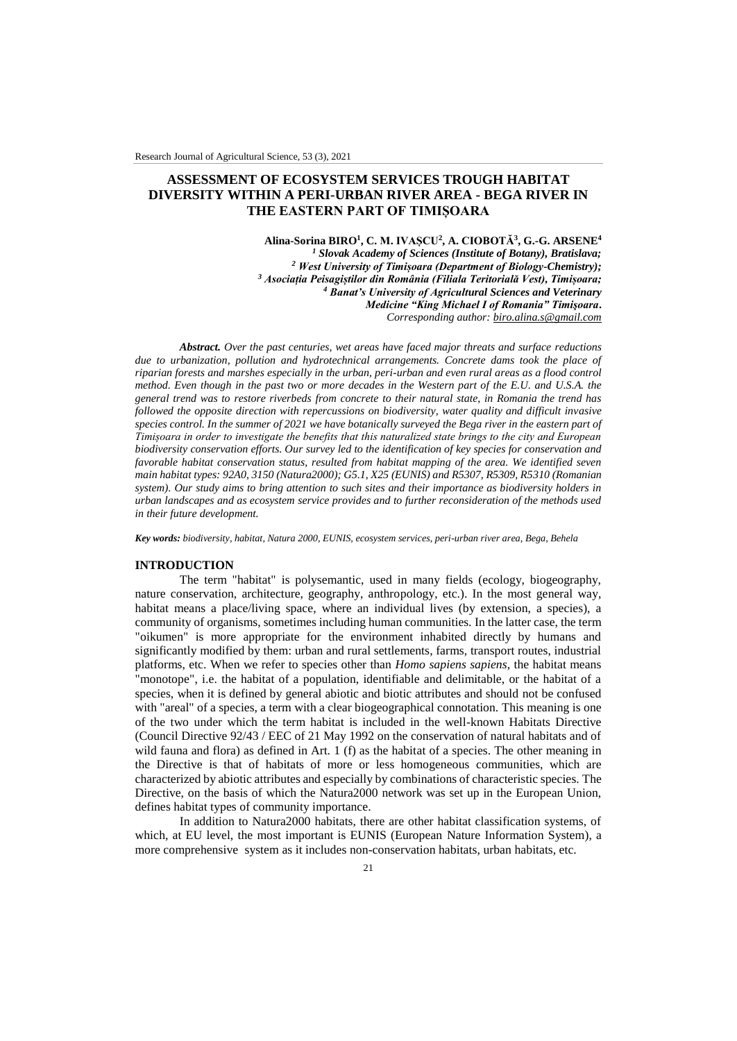# ASSESSMENT OF ECOSYSTEM SERVICES TROUGH HABITAT DIVERSITY WITHIN A PERI-URBAN RIVER AREA - BEGA RIVER IN THE EASTERN PART OF TIMIȘOARA

**Alina-Sorina BIRO[1], C. M. IVAȘCU[2], A. CIOBOTĂ[3], G.-G. ARSENE[4]**

*[1] Slovak Academy of Sciences (Institute of Botany), Bratislava;*
*[2] West University of Timișoara (Department of Biology-Chemistry);*
*[3] Asociația Peisagiștilor din România (Filiala Teritorială Vest), Timișoara;*
*[4] Banat's University of Agricultural Sciences and Veterinary Medicine "King Michael I of Romania" Timișoara.*
*Corresponding author: biro.alina.s@gmail.com*

***Abstract.*** *Over the past centuries, wet areas have faced major threats and surface reductions due to urbanization, pollution and hydrotechnical arrangements. Concrete dams took the place of riparian forests and marshes especially in the urban, peri-urban and even rural areas as a flood control method. Even though in the past two or more decades in the Western part of the E.U. and U.S.A. the general trend was to restore riverbeds from concrete to their natural state, in Romania the trend has followed the opposite direction with repercussions on biodiversity, water quality and difficult invasive species control. In the summer of 2021 we have botanically surveyed the Bega river in the eastern part of Timișoara in order to investigate the benefits that this naturalized state brings to the city and European biodiversity conservation efforts. Our survey led to the identification of key species for conservation and favorable habitat conservation status, resulted from habitat mapping of the area. We identified seven main habitat types: 92A0, 3150 (Natura2000); G5.1, X25 (EUNIS) and R5307, R5309, R5310 (Romanian system). Our study aims to bring attention to such sites and their importance as biodiversity holders in urban landscapes and as ecosystem service provides and to further reconsideration of the methods used in their future development.*

***Key words:*** *biodiversity, habitat, Natura 2000, EUNIS, ecosystem services, peri-urban river area, Bega, Behela*

## INTRODUCTION

The term "habitat" is polysemantic, used in many fields (ecology, biogeography, nature conservation, architecture, geography, anthropology, etc.). In the most general way, habitat means a place/living space, where an individual lives (by extension, a species), a community of organisms, sometimes including human communities. In the latter case, the term "oikumen" is more appropriate for the environment inhabited directly by humans and significantly modified by them: urban and rural settlements, farms, transport routes, industrial platforms, etc. When we refer to species other than *Homo sapiens sapiens*, the habitat means "monotope", i.e. the habitat of a population, identifiable and delimitable, or the habitat of a species, when it is defined by general abiotic and biotic attributes and should not be confused with "areal" of a species, a term with a clear biogeographical connotation. This meaning is one of the two under which the term habitat is included in the well-known Habitats Directive (Council Directive 92/43 / EEC of 21 May 1992 on the conservation of natural habitats and of wild fauna and flora) as defined in Art. 1 (f) as the habitat of a species. The other meaning in the Directive is that of habitats of more or less homogeneous communities, which are characterized by abiotic attributes and especially by combinations of characteristic species. The Directive, on the basis of which the Natura2000 network was set up in the European Union, defines habitat types of community importance.

In addition to Natura2000 habitats, there are other habitat classification systems, of which, at EU level, the most important is EUNIS (European Nature Information System), a more comprehensive system as it includes non-conservation habitats, urban habitats, etc.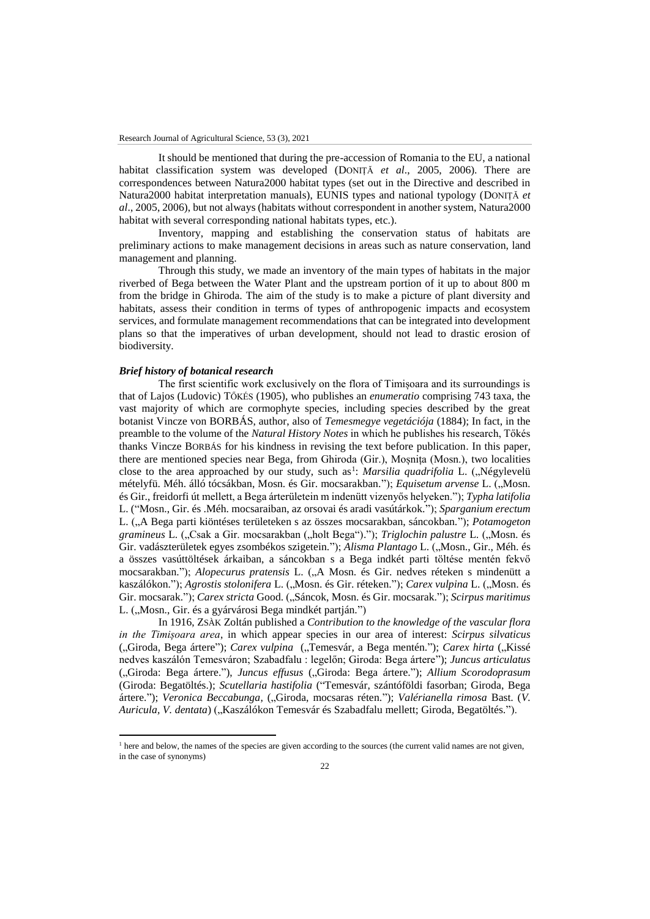It should be mentioned that during the pre-accession of Romania to the EU, a national habitat classification system was developed (DONIȚĂ *et al*., 2005, 2006). There are correspondences between Natura2000 habitat types (set out in the Directive and described in Natura2000 habitat interpretation manuals), EUNIS types and national typology (DONIȚĂ *et al*., 2005, 2006), but not always (habitats without correspondent in another system, Natura2000 habitat with several corresponding national habitats types, etc.).

Inventory, mapping and establishing the conservation status of habitats are preliminary actions to make management decisions in areas such as nature conservation, land management and planning.

Through this study, we made an inventory of the main types of habitats in the major riverbed of Bega between the Water Plant and the upstream portion of it up to about 800 m from the bridge in Ghiroda. The aim of the study is to make a picture of plant diversity and habitats, assess their condition in terms of types of anthropogenic impacts and ecosystem services, and formulate management recommendations that can be integrated into development plans so that the imperatives of urban development, should not lead to drastic erosion of biodiversity.

### *Brief history of botanical research*

The first scientific work exclusively on the flora of Timișoara and its surroundings is that of Lajos (Ludovic) TŐKÉS (1905), who publishes an *enumeratio* comprising 743 taxa, the vast majority of which are cormophyte species, including species described by the great botanist Vincze von BORBÁS, author, also of *Temesmegye vegetációja* (1884); In fact, in the preamble to the volume of the *Natural History Notes* in which he publishes his research, Tőkés thanks Vincze BORBÁS for his kindness in revising the text before publication. In this paper, there are mentioned species near Bega, from Ghiroda (Gir.), Moșnița (Mosn.), two localities close to the area approached by our study, such as[1]: *Marsilia quadrifolia* L. („Négylevelü mételyfü. Méh. álló tócsákban, Mosn. és Gir. mocsarakban."); *Equisetum arvense* L. („Mosn. és Gir., freidorfi út mellett, a Bega árterületein m indenütt vizenyős helyeken."); *Typha latifolia* L. ("Mosn., Gir. és .Méh. mocsaraiban, az orsovai és aradi vasútárkok."); *Sparganium erectum* L. („A Bega parti kiöntéses területeken s az összes mocsarakban, sáncokban."); *Potamogeton gramineus* L. („Csak a Gir. mocsarakban („holt Bega")."); *Triglochin palustre* L. („Mosn. és Gir. vadászterületek egyes zsombékos szigetein."); *Alisma Plantago* L. („Mosn., Gir., Méh. és a összes vasúttöltések árkaiban, a sáncokban s a Bega indkét parti töltése mentén fekvő mocsarakban."); *Alopecurus pratensis* L. („A Mosn. és Gir. nedves réteken s mindenütt a kaszálókon."); *Agrostis stolonifera* L. („Mosn. és Gir. réteken."); *Carex vulpina* L. („Mosn. és Gir. mocsarak."); *Carex stricta* Good. („Sáncok, Mosn. és Gir. mocsarak."); *Scirpus maritimus* L. („Mosn., Gir. és a gyárvárosi Bega mindkét partján.")

In 1916, ZSÀK Zoltán published a *Contribution to the knowledge of the vascular flora in the Timișoara area*, in which appear species in our area of interest: *Scirpus silvaticus* („Giroda, Bega ártere"); *Carex vulpina* („Temesvár, a Bega mentén."); *Carex hirta* („Kissé nedves kaszálón Temesváron; Szabadfalu : legelőn; Giroda: Bega ártere"); *Juncus articulatus* („Giroda: Bega ártere."), *Juncus effusus* („Giroda: Bega ártere."); *Allium Scorodoprasum* (Giroda: Begatöltés.); *Scutellaria hastifolia* ("Temesvár, szántóföldi fasorban; Giroda, Bega ártere."); *Veronica Beccabunga*, („Giroda, mocsaras réten."); *Valérianella rimosa* Bast. (*V. Auricula, V. dentata*) („Kaszálókon Temesvár és Szabadfalu mellett; Giroda, Begatöltés.").

[1] here and below, the names of the species are given according to the sources (the current valid names are not given, in the case of synonyms)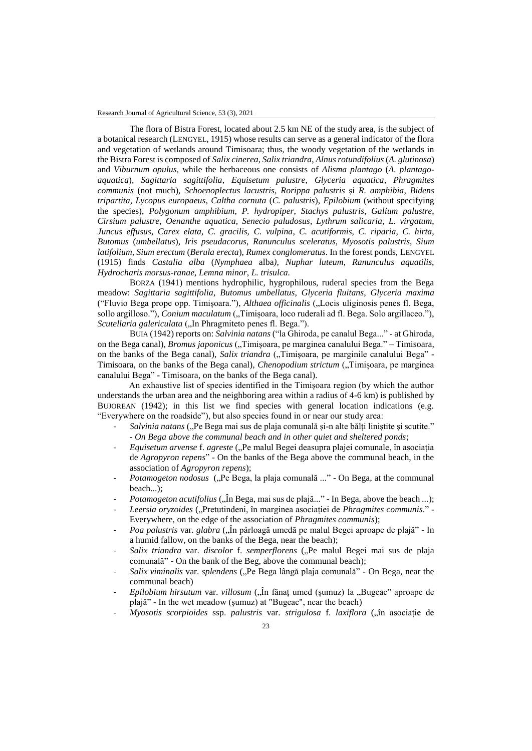The flora of Bistra Forest, located about 2.5 km NE of the study area, is the subject of a botanical research (LENGYEL, 1915) whose results can serve as a general indicator of the flora and vegetation of wetlands around Timisoara; thus, the woody vegetation of the wetlands in the Bistra Forest is composed of *Salix cinerea*, *Salix triandra*, *Alnus rotundifolius* (*A. glutinosa*) and *Viburnum opulus,* while the herbaceous one consists of *Alisma plantago* (*A. plantago-aquatica*), *Sagittaria sagittifolia*, *Equisetum palustre*, *Glyceria aquatica*, *Phragmites communis* (not much), *Schoenoplectus lacustris*, *Rorippa palustris* și *R. amphibia*, *Bidens tripartita*, *Lycopus europaeus*, *Caltha cornuta* (*C. palustris*), *Epilobium* (without specifying the species), *Polygonum amphibium*, *P. hydropiper*, *Stachys palustris*, *Galium palustre*, *Cirsium palustre*, *Oenanthe aquatica*, *Senecio paludosus*, *Lythrum salicaria*, *L. virgatum*, *Juncus effusus*, *Carex elata, C. gracilis*, *C. vulpina*, *C. acutiformis*, *C. riparia*, *C. hirta*, *Butomus* (*umbellatus*), *Iris pseudacorus*, *Ranunculus sceleratus*, *Myosotis palustris*, *Sium latifolium*, *Sium erectum* (*Berula erecta*), *Rumex conglomeratus*. In the forest ponds, LENGYEL (1915) finds *Castalia alba* (*Nymphaea* alba*)*, *Nuphar luteum*, *Ranunculus aquatilis*, *Hydrocharis morsus-ranae*, *Lemna minor*, *L. trisulca.*

BORZA (1941) mentions hydrophilic, hygrophilous, ruderal species from the Bega meadow: *Sagittaria sagittifolia*, *Butomus umbellatus*, *Glyceria fluitans*, *Glyceria maxima* ("Fluvio Bega prope opp. Timișoara."), *Althaea officinalis* („Locis uliginosis penes fl. Bega, sollo argilloso."), *Conium maculatum* („Timișoara, loco ruderali ad fl. Bega. Solo argillaceo."), *Scutellaria galericulata* („In Phragmiteto penes fl. Bega.").

BUIA (1942) reports on: *Salvinia natans* ("la Ghiroda, pe canalul Bega..." - at Ghiroda, on the Bega canal), *Bromus japonicus* („Timișoara, pe marginea canalului Bega." – Timisoara, on the banks of the Bega canal), *Salix triandra* („Timișoara, pe marginile canalului Bega" - Timisoara, on the banks of the Bega canal), *Chenopodium strictum* („Timișoara, pe marginea canalului Bega" - Timisoara, on the banks of the Bega canal).

An exhaustive list of species identified in the Timișoara region (by which the author understands the urban area and the neighboring area within a radius of 4-6 km) is published by BUJOREAN (1942); in this list we find species with general location indications (e.g. "Everywhere on the roadside"), but also species found in or near our study area:

- *Salvinia natans* („Pe Bega mai sus de plaja comunală și-n alte bălți liniștite și scutite." - *On Bega above the communal beach and in other quiet and sheltered ponds*;
- *Equisetum arvense* f. *agreste* („Pe malul Begei deasupra plajei comunale, în asociația de *Agropyron repens*" - On the banks of the Bega above the communal beach, in the association of *Agropyron repens*);
- *Potamogeton nodosus* („Pe Bega, la plaja comunală ..." - On Bega, at the communal beach...);
- *Potamogeton acutifolius* („În Bega, mai sus de plajă..." - In Bega, above the beach ...);
- *Leersia oryzoides* („Pretutindeni, în marginea asociației de *Phragmites communis*." - Everywhere, on the edge of the association of *Phragmites communis*);
- *Poa palustris* var. *glabra* („În pârloagă umedă pe malul Begei aproape de plajă" - In a humid fallow, on the banks of the Bega, near the beach);
- *Salix triandra* var. *discolor* f. *semperflorens* („Pe malul Begei mai sus de plaja comunală" - On the bank of the Beg, above the communal beach);
- *Salix viminalis* var. *splendens* („Pe Bega lângă plaja comunală" - On Bega, near the communal beach)
- *Epilobium hirsutum* var. *villosum* („În fânaț umed (șumuz) la „Bugeac" aproape de plajă" - In the wet meadow (șumuz) at "Bugeac", near the beach)
- *Myosotis scorpioides* ssp. *palustris* var. *strigulosa* f. *laxiflora* („în asociație de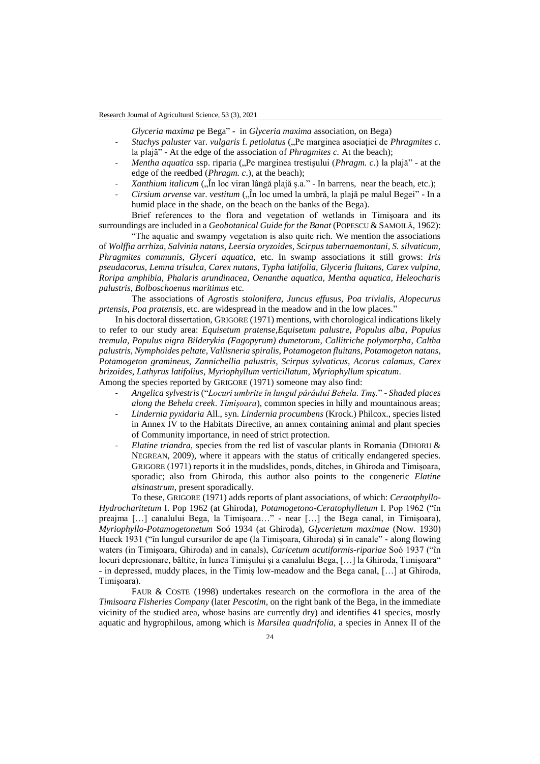*Glyceria maxima* pe Bega" - in *Glyceria maxima* association, on Bega)

- *Stachys paluster* var. *vulgaris* f. *petiolatus* („Pe marginea asociației de *Phragmites c.* la plajă" - At the edge of the association of *Phragmites c.* At the beach);
- *Mentha aquatica* ssp. riparia („Pe marginea trestișului (*Phragm. c.*) la plajă" - at the edge of the reedbed (*Phragm. c.*), at the beach);
- *Xanthium italicum* („În loc viran lângă plajă ș.a." - In barrens, near the beach, etc.);
- *Cirsium arvense* var. *vestitum* („În loc umed la umbră, la plajă pe malul Begei" - In a humid place in the shade, on the beach on the banks of the Bega).

Brief references to the flora and vegetation of wetlands in Timișoara and its surroundings are included in a *Geobotanical Guide for the Banat* (POPESCU & SAMOILĂ, 1962):

"The aquatic and swampy vegetation is also quite rich. We mention the associations of *Wolffia arrhiza, Salvinia natans, Leersia oryzoides, Scirpus tabernaemontani, S. silvaticum, Phragmites communis, Glyceri aquatica,* etc. In swamp associations it still grows: *Iris pseudacorus, Lemna trisulca, Carex nutans, Typha latifolia, Glyceria fluitans, Carex vulpina, Roripa amphibia, Phalaris arundinacea, Oenanthe aquatica, Mentha aquatica, Heleocharis palustris, Bolboschoenus maritimus* etc.

The associations of *Agrostis stolonifera, Juncus effusus, Poa trivialis, Alopecurus prtensis, Poa pratensis*, etc. are widespread in the meadow and in the low places."

In his doctoral dissertation, GRIGORE (1971) mentions, with chorological indications likely to refer to our study area: *Equisetum pratense,Equisetum palustre*, *Populus alba*, *Populus tremula*, *Populus nigra Bilderykia (Fagopyrum) dumetorum*, *Callitriche polymorpha*, *Caltha palustris*, *Nymphoides peltate*, *Vallisneria spiralis*, *Potamogeton fluitans*, *Potamogeton natans, Potamogeton gramineus*, *Zannichellia palustris*, *Scirpus sylvaticus*, *Acorus calamus*, *Carex brizoides*, *Lathyrus latifolius*, *Myriophyllum verticillatum*, *Myriophyllum spicatum*.
Among the species reported by GRIGORE (1971) someone may also find:

- *Angelica sylvestris* ("*Locuri umbrite în lungul pârâului Behela. Tmș.*" - *Shaded places along the Behela creek*. *Timișoara*), common species in hilly and mountainous areas;
- *Lindernia pyxidaria* All., syn. *Lindernia procumbens* (Krock.) Philcox., species listed in Annex IV to the Habitats Directive, an annex containing animal and plant species of Community importance, in need of strict protection.
- *Elatine triandra*, species from the red list of vascular plants in Romania (DIHORU & NEGREAN, 2009), where it appears with the status of critically endangered species. GRIGORE (1971) reports it in the mudslides, ponds, ditches, in Ghiroda and Timișoara, sporadic; also from Ghiroda, this author also points to the congeneric *Elatine alsinastrum*, present sporadically.

To these, GRIGORE (1971) adds reports of plant associations, of which: *Ceraotphyllo-Hydrocharitetum* I. Pop 1962 (at Ghiroda), *Potamogetono-Ceratophylletum* I. Pop 1962 ("în preajma […] canalului Bega, la Timișoara…" - near […] the Bega canal, in Timișoara), *Myriophyllo-Potamogetonetum* Soó 1934 (at Ghiroda), *Glycerietum maximae* (Now. 1930) Hueck 1931 ("în lungul cursurilor de ape (la Timișoara, Ghiroda) și în canale" - along flowing waters (in Timișoara, Ghiroda) and in canals), *Caricetum acutiformis-ripariae* Soó 1937 ("în locuri depresionare, băltite, în lunca Timișului și a canalului Bega, […] la Ghiroda, Timișoara" - in depressed, muddy places, in the Timiș low-meadow and the Bega canal, […] at Ghiroda, Timișoara).

FAUR & COSTE (1998) undertakes research on the cormoflora in the area of the *Timisoara Fisheries Company* (later *Pescotim*, on the right bank of the Bega, in the immediate vicinity of the studied area, whose basins are currently dry) and identifies 41 species, mostly aquatic and hygrophilous, among which is *Marsilea quadrifolia*, a species in Annex II of the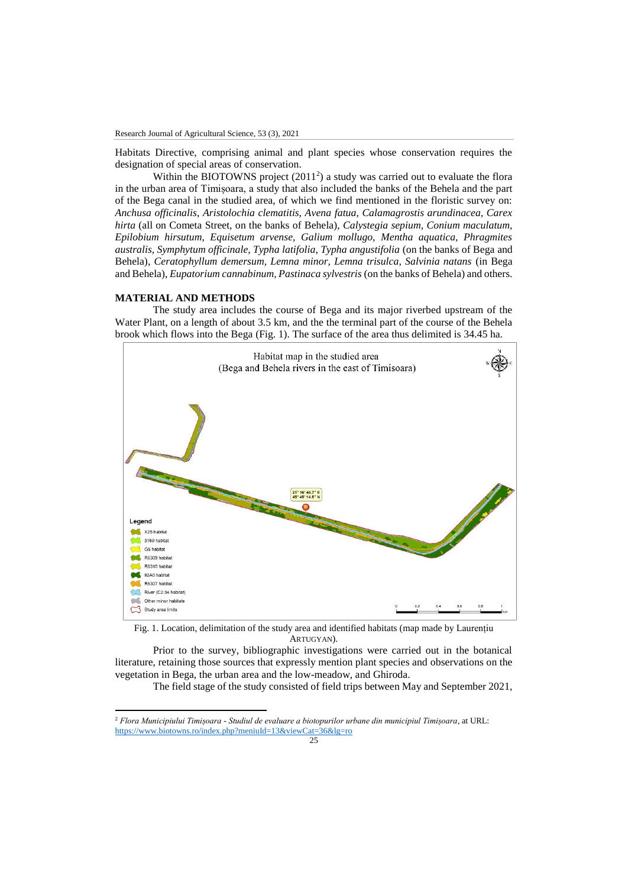Habitats Directive, comprising animal and plant species whose conservation requires the designation of special areas of conservation.

Within the BIOTOWNS project (2011[2]) a study was carried out to evaluate the flora in the urban area of Timișoara, a study that also included the banks of the Behela and the part of the Bega canal in the studied area, of which we find mentioned in the floristic survey on: *Anchusa officinalis, Aristolochia clematitis, Avena fatua, Calamagrostis arundinacea, Carex hirta* (all on Cometa Street, on the banks of Behela), *Calystegia sepium, Conium maculatum, Epilobium hirsutum, Equisetum arvense, Galium mollugo, Mentha aquatica, Phragmites australis, Symphytum officinale, Typha latifolia, Typha angustifolia* (on the banks of Bega and Behela), *Ceratophyllum demersum, Lemna minor, Lemna trisulca, Salvinia natans* (in Bega and Behela), *Eupatorium cannabinum, Pastinaca sylvestris* (on the banks of Behela) and others.

## MATERIAL AND METHODS

The study area includes the course of Bega and its major riverbed upstream of the Water Plant, on a length of about 3.5 km, and the the terminal part of the course of the Behela brook which flows into the Bega (Fig. 1). The surface of the area thus delimited is 34.45 ha.

Fig. 1. Location, delimitation of the study area and identified habitats (map made by Laurențiu ARTUGYAN).

Prior to the survey, bibliographic investigations were carried out in the botanical literature, retaining those sources that expressly mention plant species and observations on the vegetation in Bega, the urban area and the low-meadow, and Ghiroda.

The field stage of the study consisted of field trips between May and September 2021,

---

[2] *Flora Municipiului Timișoara - Studiul de evaluare a biotopurilor urbane din municipiul Timișoara*, at URL: https://www.biotowns.ro/index.php?meniuId=13&viewCat=36&lg=ro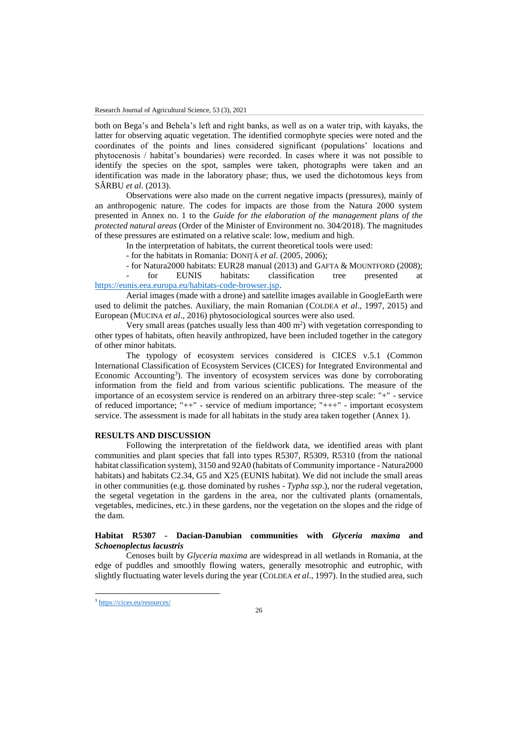both on Bega's and Behela's left and right banks, as well as on a water trip, with kayaks, the latter for observing aquatic vegetation. The identified cormophyte species were noted and the coordinates of the points and lines considered significant (populations' locations and phytocenosis / habitat's boundaries) were recorded. In cases where it was not possible to identify the species on the spot, samples were taken, photographs were taken and an identification was made in the laboratory phase; thus, we used the dichotomous keys from SÂRBU *et al*. (2013).

Observations were also made on the current negative impacts (pressures), mainly of an anthropogenic nature. The codes for impacts are those from the Natura 2000 system presented in Annex no. 1 to the *Guide for the elaboration of the management plans of the protected natural areas* (Order of the Minister of Environment no. 304/2018). The magnitudes of these pressures are estimated on a relative scale: low, medium and high.

In the interpretation of habitats, the current theoretical tools were used:

- for the habitats in Romania: DONIȚĂ *et al*. (2005, 2006);
- for Natura2000 habitats: EUR28 manual (2013) and GAFTA & MOUNTFORD (2008);
- for EUNIS habitats: classification tree presented at https://eunis.eea.europa.eu/habitats-code-browser.jsp.

Aerial images (made with a drone) and satellite images available in GoogleEarth were used to delimit the patches. Auxiliary, the main Romanian (COLDEA *et al*., 1997, 2015) and European (MUCINA *et al*., 2016) phytosociological sources were also used.

Very small areas (patches usually less than 400 m$^2$) with vegetation corresponding to other types of habitats, often heavily anthropized, have been included together in the category of other minor habitats.

The typology of ecosystem services considered is CICES v.5.1 (Common International Classification of Ecosystem Services (CICES) for Integrated Environmental and Economic Accounting[3]). The inventory of ecosystem services was done by corroborating information from the field and from various scientific publications. The measure of the importance of an ecosystem service is rendered on an arbitrary three-step scale: "+" - service of reduced importance; "++" - service of medium importance; "+++" - important ecosystem service. The assessment is made for all habitats in the study area taken together (Annex 1).

## RESULTS AND DISCUSSION

Following the interpretation of the fieldwork data, we identified areas with plant communities and plant species that fall into types R5307, R5309, R5310 (from the national habitat classification system), 3150 and 92A0 (habitats of Community importance - Natura2000 habitats) and habitats C2.34, G5 and X25 (EUNIS habitat). We did not include the small areas in other communities (e.g. those dominated by rushes - *Typha ssp*.), nor the ruderal vegetation, the segetal vegetation in the gardens in the area, nor the cultivated plants (ornamentals, vegetables, medicines, etc.) in these gardens, nor the vegetation on the slopes and the ridge of the dam.

### Habitat R5307 - Dacian-Danubian communities with *Glyceria maxima* and *Schoenoplectus lacustris*

Cenoses built by *Glyceria maxima* are widespread in all wetlands in Romania, at the edge of puddles and smoothly flowing waters, generally mesotrophic and eutrophic, with slightly fluctuating water levels during the year (COLDEA *et al*., 1997). In the studied area, such

[3] https://cices.eu/resources/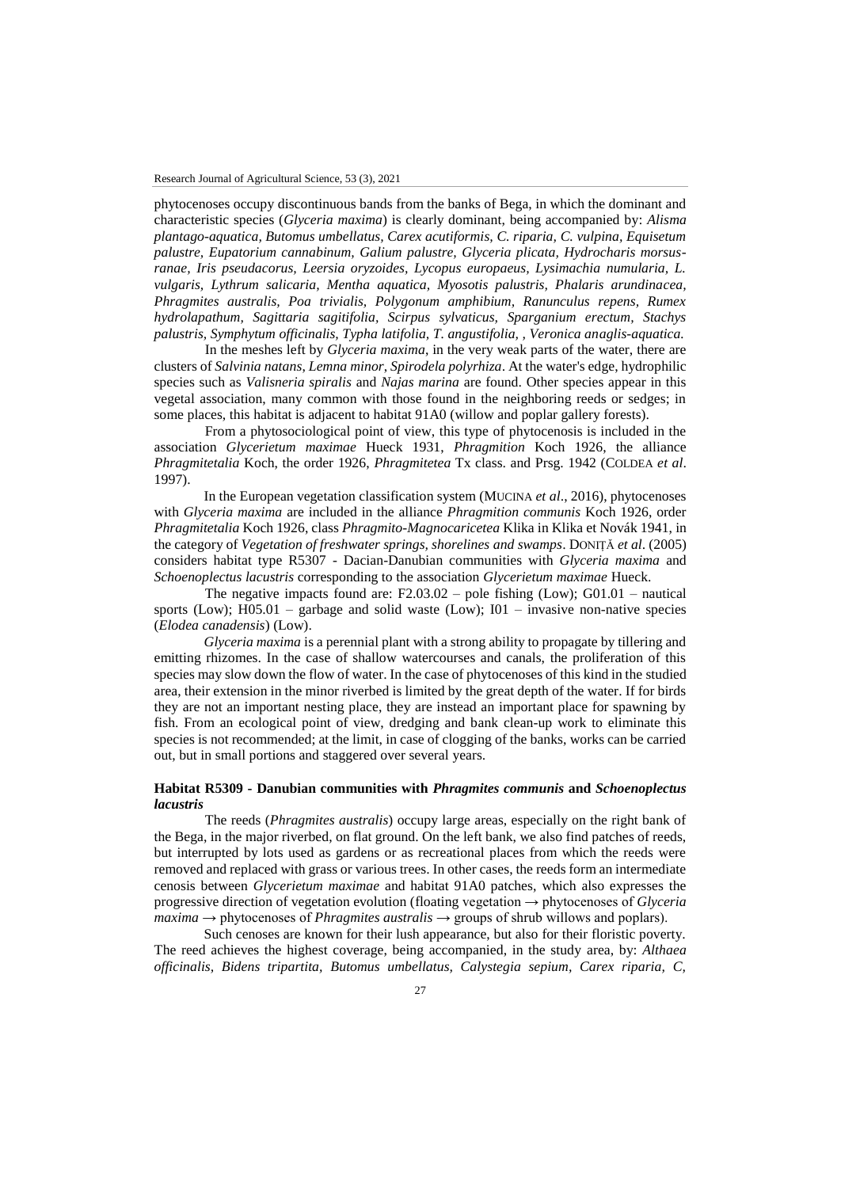phytocenoses occupy discontinuous bands from the banks of Bega, in which the dominant and characteristic species (*Glyceria maxima*) is clearly dominant, being accompanied by: *Alisma plantago-aquatica, Butomus umbellatus, Carex acutiformis, C. riparia, C. vulpina, Equisetum palustre, Eupatorium cannabinum, Galium palustre, Glyceria plicata, Hydrocharis morsus-ranae, Iris pseudacorus, Leersia oryzoides, Lycopus europaeus, Lysimachia numularia, L. vulgaris, Lythrum salicaria, Mentha aquatica, Myosotis palustris, Phalaris arundinacea, Phragmites australis, Poa trivialis, Polygonum amphibium, Ranunculus repens, Rumex hydrolapathum, Sagittaria sagitifolia, Scirpus sylvaticus, Sparganium erectum, Stachys palustris, Symphytum officinalis, Typha latifolia, T. angustifolia, , Veronica anaglis-aquatica.*

In the meshes left by *Glyceria maxima*, in the very weak parts of the water, there are clusters of *Salvinia natans*, *Lemna minor*, *Spirodela polyrhiza*. At the water's edge, hydrophilic species such as *Valisneria spiralis* and *Najas marina* are found. Other species appear in this vegetal association, many common with those found in the neighboring reeds or sedges; in some places, this habitat is adjacent to habitat 91A0 (willow and poplar gallery forests).

From a phytosociological point of view, this type of phytocenosis is included in the association *Glycerietum maximae* Hueck 1931, *Phragmition* Koch 1926, the alliance *Phragmitetalia* Koch, the order 1926, *Phragmitetea* Tx class. and Prsg. 1942 (COLDEA *et al*. 1997).

In the European vegetation classification system (MUCINA *et al*., 2016), phytocenoses with *Glyceria maxima* are included in the alliance *Phragmition communis* Koch 1926, order *Phragmitetalia* Koch 1926, class *Phragmito-Magnocaricetea* Klika in Klika et Novák 1941, in the category of *Vegetation of freshwater springs, shorelines and swamps*. DONIȚĂ *et al*. (2005) considers habitat type R5307 - Dacian-Danubian communities with *Glyceria maxima* and *Schoenoplectus lacustris* corresponding to the association *Glycerietum maximae* Hueck.

The negative impacts found are: F2.03.02 – pole fishing (Low); G01.01 – nautical sports (Low); H05.01 – garbage and solid waste (Low); I01 – invasive non-native species (*Elodea canadensis*) (Low).

*Glyceria maxima* is a perennial plant with a strong ability to propagate by tillering and emitting rhizomes. In the case of shallow watercourses and canals, the proliferation of this species may slow down the flow of water. In the case of phytocenoses of this kind in the studied area, their extension in the minor riverbed is limited by the great depth of the water. If for birds they are not an important nesting place, they are instead an important place for spawning by fish. From an ecological point of view, dredging and bank clean-up work to eliminate this species is not recommended; at the limit, in case of clogging of the banks, works can be carried out, but in small portions and staggered over several years.

### Habitat R5309 - Danubian communities with *Phragmites communis* and *Schoenoplectus lacustris*

The reeds (*Phragmites australis*) occupy large areas, especially on the right bank of the Bega, in the major riverbed, on flat ground. On the left bank, we also find patches of reeds, but interrupted by lots used as gardens or as recreational places from which the reeds were removed and replaced with grass or various trees. In other cases, the reeds form an intermediate cenosis between *Glycerietum maximae* and habitat 91A0 patches, which also expresses the progressive direction of vegetation evolution (floating vegetation → phytocenoses of *Glyceria maxima* → phytocenoses of *Phragmites australis* → groups of shrub willows and poplars).

Such cenoses are known for their lush appearance, but also for their floristic poverty. The reed achieves the highest coverage, being accompanied, in the study area, by: *Althaea officinalis, Bidens tripartita, Butomus umbellatus, Calystegia sepium, Carex riparia, C,*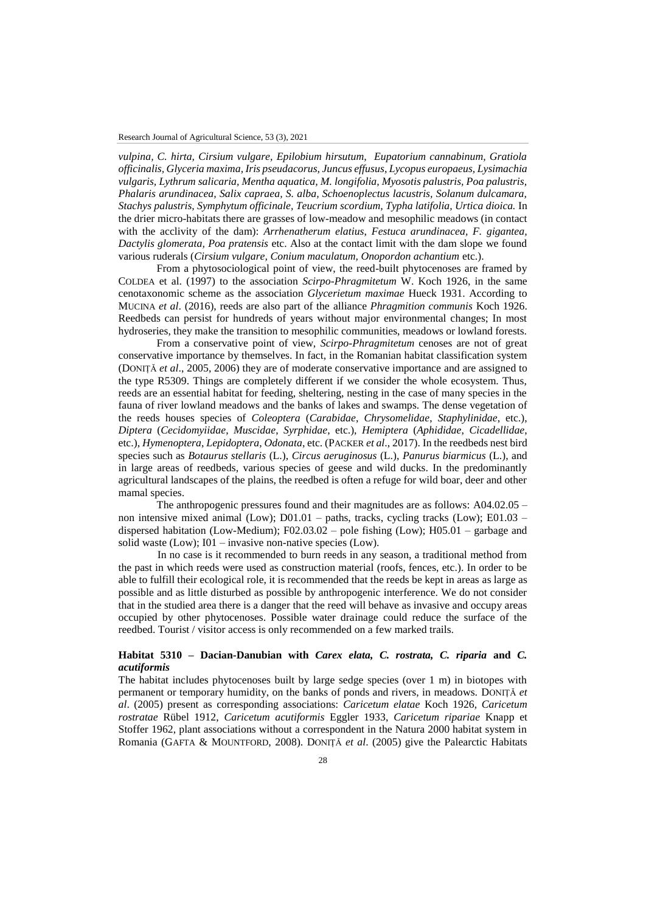*vulpina, C. hirta, Cirsium vulgare, Epilobium hirsutum, Eupatorium cannabinum, Gratiola officinalis, Glyceria maxima, Iris pseudacorus, Juncus effusus, Lycopus europaeus, Lysimachia vulgaris, Lythrum salicaria, Mentha aquatica, M. longifolia, Myosotis palustris, Poa palustris, Phalaris arundinacea, Salix capraea, S. alba, Schoenoplectus lacustris, Solanum dulcamara, Stachys palustris, Symphytum officinale, Teucrium scordium, Typha latifolia, Urtica dioica.* In the drier micro-habitats there are grasses of low-meadow and mesophilic meadows (in contact with the acclivity of the dam): *Arrhenatherum elatius, Festuca arundinacea, F. gigantea, Dactylis glomerata, Poa pratensis* etc. Also at the contact limit with the dam slope we found various ruderals (*Cirsium vulgare, Conium maculatum, Onopordon achantium* etc.).

From a phytosociological point of view, the reed-built phytocenoses are framed by COLDEA et al. (1997) to the association *Scirpo-Phragmitetum* W. Koch 1926, in the same cenotaxonomic scheme as the association *Glycerietum maximae* Hueck 1931. According to MUCINA *et al*. (2016), reeds are also part of the alliance *Phragmition communis* Koch 1926. Reedbeds can persist for hundreds of years without major environmental changes; In most hydroseries, they make the transition to mesophilic communities, meadows or lowland forests.

From a conservative point of view, *Scirpo-Phragmitetum* cenoses are not of great conservative importance by themselves. In fact, in the Romanian habitat classification system (DONIȚĂ *et al*., 2005, 2006) they are of moderate conservative importance and are assigned to the type R5309. Things are completely different if we consider the whole ecosystem. Thus, reeds are an essential habitat for feeding, sheltering, nesting in the case of many species in the fauna of river lowland meadows and the banks of lakes and swamps. The dense vegetation of the reeds houses species of *Coleoptera* (*Carabidae*, *Chrysomelidae*, *Staphylinidae*, etc.), *Diptera* (*Cecidomyiidae*, *Muscidae*, *Syrphidae*, etc.), *Hemiptera* (*Aphididae*, *Cicadellidae*, etc.), *Hymenoptera*, *Lepidoptera*, *Odonata*, etc. (PACKER *et al*., 2017). In the reedbeds nest bird species such as *Botaurus stellaris* (L.), *Circus aeruginosus* (L.), *Panurus biarmicus* (L.), and in large areas of reedbeds, various species of geese and wild ducks. In the predominantly agricultural landscapes of the plains, the reedbed is often a refuge for wild boar, deer and other mamal species.

The anthropogenic pressures found and their magnitudes are as follows: A04.02.05 – non intensive mixed animal (Low); D01.01 – paths, tracks, cycling tracks (Low); E01.03 – dispersed habitation (Low-Medium); F02.03.02 – pole fishing (Low); H05.01 – garbage and solid waste (Low); I01 – invasive non-native species (Low).

In no case is it recommended to burn reeds in any season, a traditional method from the past in which reeds were used as construction material (roofs, fences, etc.). In order to be able to fulfill their ecological role, it is recommended that the reeds be kept in areas as large as possible and as little disturbed as possible by anthropogenic interference. We do not consider that in the studied area there is a danger that the reed will behave as invasive and occupy areas occupied by other phytocenoses. Possible water drainage could reduce the surface of the reedbed. Tourist / visitor access is only recommended on a few marked trails.

### Habitat 5310 – Dacian-Danubian with *Carex elata, C. rostrata, C. riparia* and *C. acutiformis*

The habitat includes phytocenoses built by large sedge species (over 1 m) in biotopes with permanent or temporary humidity, on the banks of ponds and rivers, in meadows. DONIȚĂ *et al*. (2005) present as corresponding associations: *Caricetum elatae* Koch 1926, *Caricetum rostratae* Rübel 1912, *Caricetum acutiformis* Eggler 1933, *Caricetum ripariae* Knapp et Stoffer 1962, plant associations without a correspondent in the Natura 2000 habitat system in Romania (GAFTA & MOUNTFORD, 2008). DONIȚĂ *et al*. (2005) give the Palearctic Habitats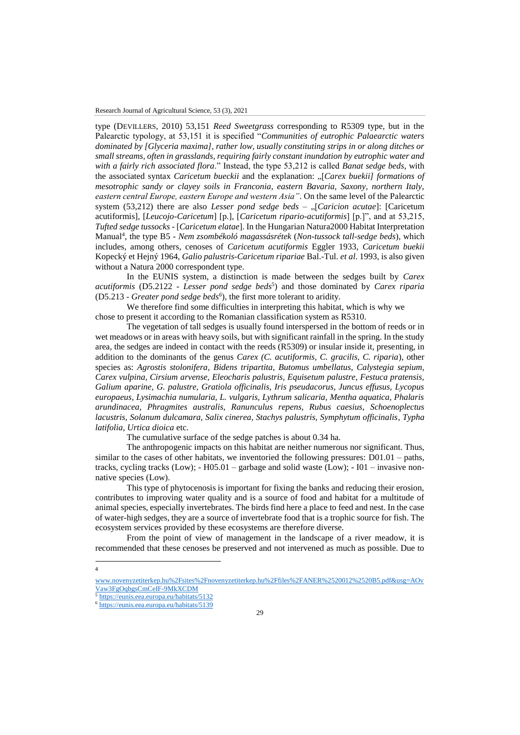type (DEVILLERS, 2010) 53,151 *Reed Sweetgrass* corresponding to R5309 type, but in the Palearctic typology, at 53,151 it is specified "*Communities of eutrophic Palaearctic waters dominated by [Glyceria maxima], rather low, usually constituting strips in or along ditches or small streams, often in grasslands, requiring fairly constant inundation by eutrophic water and with a fairly rich associated flora*." Instead, the type 53,212 is called *Banat sedge beds,* with the associated syntax *Caricetum bueckii* and the explanation: „[*Carex buekii] formations of mesotrophic sandy or clayey soils in Franconia, eastern Bavaria, Saxony, northern Italy, eastern central Europe, eastern Europe and western Asia"*. On the same level of the Palearctic system (53,212) there are also *Lesser pond sedge beds* – „[*Caricion acutae*]: [Caricetum acutiformis], [*Leucojo-Caricetum*] [p.], [*Caricetum ripario-acutiformis*] [p.]", and at 53,215, *Tufted sedge tussocks* - [*Caricetum elatae*]. In the Hungarian Natura2000 Habitat Interpretation Manual[4], the type B5 - *Nem zsombékoló magassásrétek* (*Non-tussock tall-sedge beds*), which includes, among others, cenoses of *Caricetum acutiformis* Eggler 1933, *Caricetum buekii* Kopecký et Hejný 1964, *Galio palustris-Caricetum ripariae* Bal.-Tul. *et al.* 1993, is also given without a Natura 2000 correspondent type.

In the EUNIS system, a distinction is made between the sedges built by *Carex acutiformis* (D5.2122 - *Lesser pond sedge beds*[5]) and those dominated by *Carex riparia* (D5.213 - *Greater pond sedge beds*[6]), the first more tolerant to aridity.

We therefore find some difficulties in interpreting this habitat, which is why we chose to present it according to the Romanian classification system as R5310.

The vegetation of tall sedges is usually found interspersed in the bottom of reeds or in wet meadows or in areas with heavy soils, but with significant rainfall in the spring. In the study area, the sedges are indeed in contact with the reeds (R5309) or insular inside it, presenting, in addition to the dominants of the genus *Carex (C. acutiformis, C. gracilis, C. riparia*), other species as: *Agrostis stolonifera, Bidens tripartita, Butomus umbellatus, Calystegia sepium, Carex vulpina, Cirsium arvense, Eleocharis palustris, Equisetum palustre, Festuca pratensis, Galium aparine, G. palustre, Gratiola officinalis, Iris pseudacorus, Juncus effusus, Lycopus europaeus, Lysimachia numularia, L. vulgaris, Lythrum salicaria, Mentha aquatica, Phalaris arundinacea, Phragmites australis, Ranunculus repens, Rubus caesius, Schoenoplectus lacustris, Solanum dulcamara, Salix cinerea, Stachys palustris, Symphytum officinalis, Typha latifolia, Urtica dioica* etc.

The cumulative surface of the sedge patches is about 0.34 ha.

The anthropogenic impacts on this habitat are neither numerous nor significant. Thus, similar to the cases of other habitats, we inventoried the following pressures: D01.01 – paths, tracks, cycling tracks (Low); - H05.01 – garbage and solid waste (Low); - I01 – invasive non-native species (Low).

This type of phytocenosis is important for fixing the banks and reducing their erosion, contributes to improving water quality and is a source of food and habitat for a multitude of animal species, especially invertebrates. The birds find here a place to feed and nest. In the case of water-high sedges, they are a source of invertebrate food that is a trophic source for fish. The ecosystem services provided by these ecosystems are therefore diverse.

From the point of view of management in the landscape of a river meadow, it is recommended that these cenoses be preserved and not intervened as much as possible. Due to

---

[4] www.novenyzetiterkep.hu%2Fsites%2Fnovenyzetiterkep.hu%2Ffiles%2FANER%2520012%2520B5.pdf&usg=AOvVaw3FgOqbgsCmCeIF-9MkXCDM

[5] https://eunis.eea.europa.eu/habitats/5132

[6] https://eunis.eea.europa.eu/habitats/5139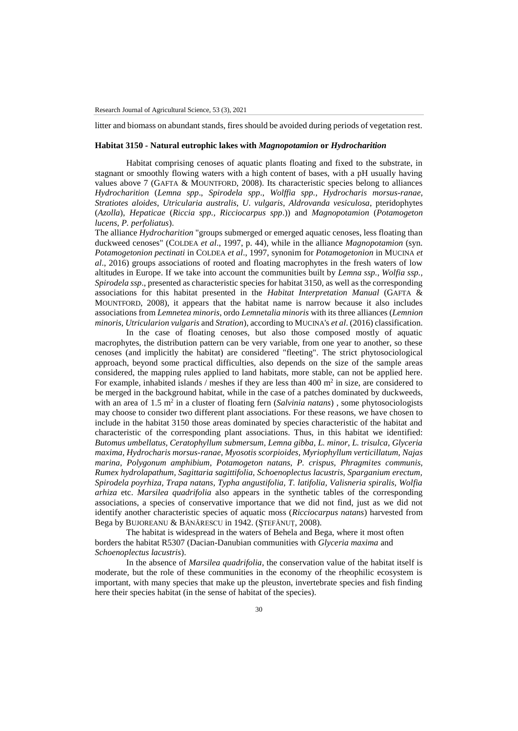litter and biomass on abundant stands, fires should be avoided during periods of vegetation rest.

### Habitat 3150 - Natural eutrophic lakes with *Magnopotamion* or *Hydrocharition*

Habitat comprising cenoses of aquatic plants floating and fixed to the substrate, in stagnant or smoothly flowing waters with a high content of bases, with a pH usually having values above 7 (GAFTA & MOUNTFORD, 2008). Its characteristic species belong to alliances *Hydrocharition* (*Lemna spp*., *Spirodela spp*., *Wolffia spp., Hydrocharis morsus-ranae, Stratiotes aloides, Utricularia australis, U. vulgaris, Aldrovanda vesiculosa*, pteridophytes (*Azolla*), *Hepaticae* (*Riccia spp., Ricciocarpus spp*.)) and *Magnopotamion* (*Potamogeton lucens, P. perfoliatus*).

The alliance *Hydrocharition* "groups submerged or emerged aquatic cenoses, less floating than duckweed cenoses" (COLDEA *et al*., 1997, p. 44), while in the alliance *Magnopotamion* (syn. *Potamogetonion pectinati* in COLDEA *et al*., 1997, synonim for *Potamogetonion* in MUCINA *et al*., 2016) groups associations of rooted and floating macrophytes in the fresh waters of low altitudes in Europe. If we take into account the communities built by *Lemna ssp., Wolfia ssp., Spirodela ssp*., presented as characteristic species for habitat 3150, as well as the corresponding associations for this habitat presented in the *Habitat Interpretation Manual* (GAFTA & MOUNTFORD, 2008), it appears that the habitat name is narrow because it also includes associations from *Lemnetea minoris*, ordo *Lemnetalia minoris* with its three alliances (*Lemnion minoris, Utricularion vulgaris* and *Stration*), according to MUCINA's *et al*. (2016) classification.

In the case of floating cenoses, but also those composed mostly of aquatic macrophytes, the distribution pattern can be very variable, from one year to another, so these cenoses (and implicitly the habitat) are considered "fleeting". The strict phytosociological approach, beyond some practical difficulties, also depends on the size of the sample areas considered, the mapping rules applied to land habitats, more stable, can not be applied here. For example, inhabited islands / meshes if they are less than 400 m$^2$ in size, are considered to be merged in the background habitat, while in the case of a patches dominated by duckweeds, with an area of 1.5 m$^2$ in a cluster of floating fern (*Salvinia natans*) , some phytosociologists may choose to consider two different plant associations. For these reasons, we have chosen to include in the habitat 3150 those areas dominated by species characteristic of the habitat and characteristic of the corresponding plant associations. Thus, in this habitat we identified: *Butomus umbellatus, Ceratophyllum submersum, Lemna gibba, L. minor, L. trisulca, Glyceria maxima, Hydrocharis morsus-ranae, Myosotis scorpioides, Myriophyllum verticillatum, Najas marina, Polygonum amphibium, Potamogeton natans, P. crispus, Phragmites communis, Rumex hydrolapathum, Sagittaria sagittifolia, Schoenoplectus lacustris, Sparganium erectum, Spirodela poyrhiza, Trapa natans, Typha angustifolia, T. latifolia, Valisneria spiralis, Wolfia arhiza* etc. *Marsilea quadrifolia* also appears in the synthetic tables of the corresponding associations, a species of conservative importance that we did not find, just as we did not identify another characteristic species of aquatic moss (*Ricciocarpus natans*) harvested from Bega by BUJOREANU & BĂNĂRESCU in 1942. (ŞTEFĂNUŢ, 2008).

The habitat is widespread in the waters of Behela and Bega, where it most often borders the habitat R5307 (Dacian-Danubian communities with *Glyceria maxima* and *Schoenoplectus lacustris*).

In the absence of *Marsilea quadrifolia*, the conservation value of the habitat itself is moderate, but the role of these communities in the economy of the rheophilic ecosystem is important, with many species that make up the pleuston, invertebrate species and fish finding here their species habitat (in the sense of habitat of the species).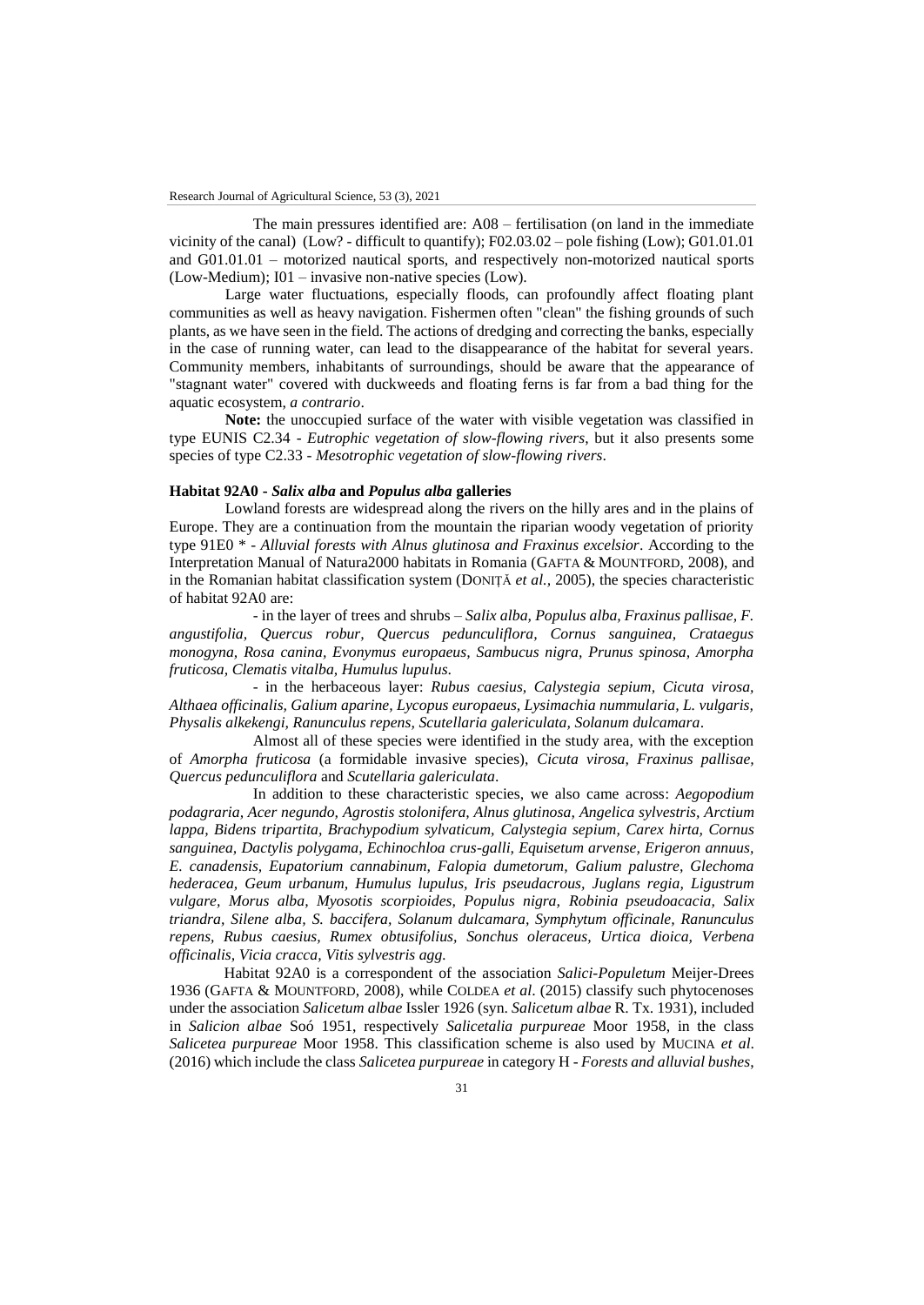The main pressures identified are: A08 – fertilisation (on land in the immediate vicinity of the canal) (Low? - difficult to quantify); F02.03.02 – pole fishing (Low); G01.01.01 and G01.01.01 – motorized nautical sports, and respectively non-motorized nautical sports (Low-Medium); I01 – invasive non-native species (Low).

Large water fluctuations, especially floods, can profoundly affect floating plant communities as well as heavy navigation. Fishermen often "clean" the fishing grounds of such plants, as we have seen in the field. The actions of dredging and correcting the banks, especially in the case of running water, can lead to the disappearance of the habitat for several years. Community members, inhabitants of surroundings, should be aware that the appearance of "stagnant water" covered with duckweeds and floating ferns is far from a bad thing for the aquatic ecosystem, *a contrario*.

**Note:** the unoccupied surface of the water with visible vegetation was classified in type EUNIS C2.34 - *Eutrophic vegetation of slow-flowing rivers*, but it also presents some species of type C2.33 - *Mesotrophic vegetation of slow-flowing rivers*.

### Habitat 92A0 - *Salix alba* and *Populus alba* galleries

Lowland forests are widespread along the rivers on the hilly ares and in the plains of Europe. They are a continuation from the mountain the riparian woody vegetation of priority type 91E0 * - *Alluvial forests with Alnus glutinosa and Fraxinus excelsior*. According to the Interpretation Manual of Natura2000 habitats in Romania (GAFTA & MOUNTFORD, 2008), and in the Romanian habitat classification system (DONIȚĂ *et al.,* 2005), the species characteristic of habitat 92A0 are:

- in the layer of trees and shrubs – *Salix alba, Populus alba, Fraxinus pallisae, F. angustifolia, Quercus robur, Quercus pedunculiflora, Cornus sanguinea, Crataegus monogyna, Rosa canina, Evonymus europaeus, Sambucus nigra, Prunus spinosa, Amorpha fruticosa, Clematis vitalba, Humulus lupulus.*
- in the herbaceous layer: *Rubus caesius, Calystegia sepium, Cicuta virosa, Althaea officinalis, Galium aparine, Lycopus europaeus, Lysimachia nummularia, L. vulgaris, Physalis alkekengi, Ranunculus repens, Scutellaria galericulata, Solanum dulcamara*.

Almost all of these species were identified in the study area, with the exception of *Amorpha fruticosa* (a formidable invasive species), *Cicuta virosa, Fraxinus pallisae, Quercus pedunculiflora* and *Scutellaria galericulata*.

In addition to these characteristic species, we also came across: *Aegopodium podagraria, Acer negundo, Agrostis stolonifera, Alnus glutinosa, Angelica sylvestris, Arctium lappa, Bidens tripartita, Brachypodium sylvaticum, Calystegia sepium, Carex hirta, Cornus sanguinea, Dactylis polygama, Echinochloa crus-galli, Equisetum arvense, Erigeron annuus, E. canadensis, Eupatorium cannabinum, Falopia dumetorum, Galium palustre, Glechoma hederacea, Geum urbanum, Humulus lupulus, Iris pseudacrous, Juglans regia, Ligustrum vulgare, Morus alba, Myosotis scorpioides, Populus nigra, Robinia pseudoacacia, Salix triandra, Silene alba, S. baccifera, Solanum dulcamara, Symphytum officinale, Ranunculus repens, Rubus caesius, Rumex obtusifolius, Sonchus oleraceus, Urtica dioica, Verbena officinalis, Vicia cracca, Vitis sylvestris agg.*

Habitat 92A0 is a correspondent of the association *Salici-Populetum* Meijer-Drees 1936 (GAFTA & MOUNTFORD, 2008), while COLDEA *et al*. (2015) classify such phytocenoses under the association *Salicetum albae* Issler 1926 (syn. *Salicetum albae* R. Tx. 1931), included in *Salicion albae* Soó 1951, respectively *Salicetalia purpureae* Moor 1958, in the class *Salicetea purpureae* Moor 1958. This classification scheme is also used by MUCINA *et al.* (2016) which include the class *Salicetea purpureae* in category H - *Forests and alluvial bushes*,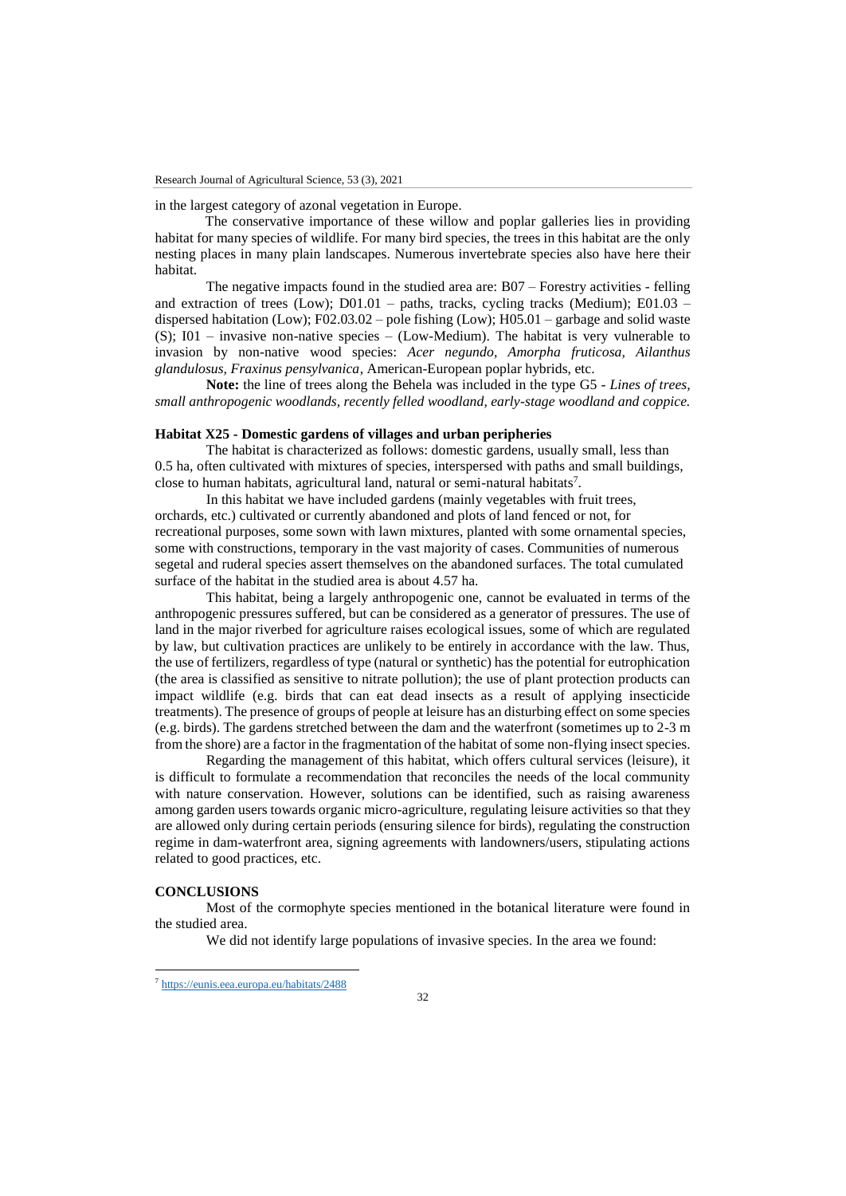in the largest category of azonal vegetation in Europe.

The conservative importance of these willow and poplar galleries lies in providing habitat for many species of wildlife. For many bird species, the trees in this habitat are the only nesting places in many plain landscapes. Numerous invertebrate species also have here their habitat.

The negative impacts found in the studied area are: B07 – Forestry activities - felling and extraction of trees (Low); D01.01 – paths, tracks, cycling tracks (Medium); E01.03 – dispersed habitation (Low); F02.03.02 – pole fishing (Low); H05.01 – garbage and solid waste (S); I01 – invasive non-native species – (Low-Medium). The habitat is very vulnerable to invasion by non-native wood species: *Acer negundo, Amorpha fruticosa, Ailanthus glandulosus, Fraxinus pensylvanica*, American-European poplar hybrids, etc.

**Note:** the line of trees along the Behela was included in the type G5 - *Lines of trees, small anthropogenic woodlands, recently felled woodland, early-stage woodland and coppice.*

### Habitat X25 - Domestic gardens of villages and urban peripheries

The habitat is characterized as follows: domestic gardens, usually small, less than 0.5 ha, often cultivated with mixtures of species, interspersed with paths and small buildings, close to human habitats, agricultural land, natural or semi-natural habitats[7].

In this habitat we have included gardens (mainly vegetables with fruit trees, orchards, etc.) cultivated or currently abandoned and plots of land fenced or not, for recreational purposes, some sown with lawn mixtures, planted with some ornamental species, some with constructions, temporary in the vast majority of cases. Communities of numerous segetal and ruderal species assert themselves on the abandoned surfaces. The total cumulated surface of the habitat in the studied area is about 4.57 ha.

This habitat, being a largely anthropogenic one, cannot be evaluated in terms of the anthropogenic pressures suffered, but can be considered as a generator of pressures. The use of land in the major riverbed for agriculture raises ecological issues, some of which are regulated by law, but cultivation practices are unlikely to be entirely in accordance with the law. Thus, the use of fertilizers, regardless of type (natural or synthetic) has the potential for eutrophication (the area is classified as sensitive to nitrate pollution); the use of plant protection products can impact wildlife (e.g. birds that can eat dead insects as a result of applying insecticide treatments). The presence of groups of people at leisure has an disturbing effect on some species (e.g. birds). The gardens stretched between the dam and the waterfront (sometimes up to 2-3 m from the shore) are a factor in the fragmentation of the habitat of some non-flying insect species.

Regarding the management of this habitat, which offers cultural services (leisure), it is difficult to formulate a recommendation that reconciles the needs of the local community with nature conservation. However, solutions can be identified, such as raising awareness among garden users towards organic micro-agriculture, regulating leisure activities so that they are allowed only during certain periods (ensuring silence for birds), regulating the construction regime in dam-waterfront area, signing agreements with landowners/users, stipulating actions related to good practices, etc.

## CONCLUSIONS

Most of the cormophyte species mentioned in the botanical literature were found in the studied area.

We did not identify large populations of invasive species. In the area we found:

[7] https://eunis.eea.europa.eu/habitats/2488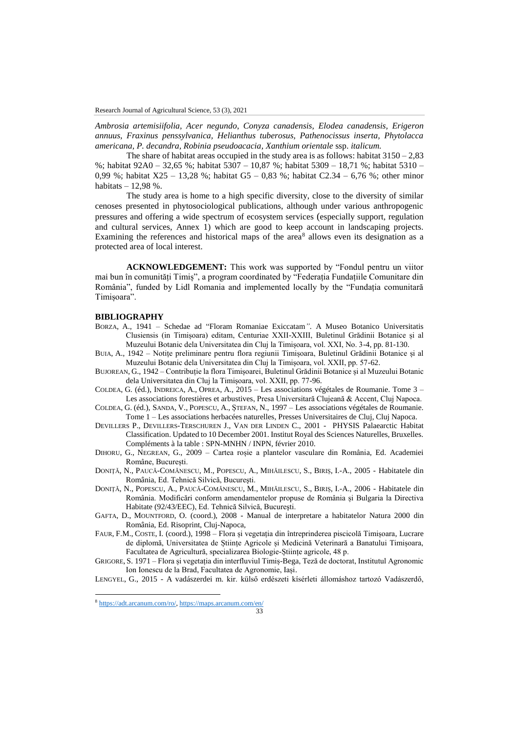*Ambrosia artemisiifolia, Acer negundo, Conyza canadensis, Elodea canadensis, Erigeron annuus, Fraxinus penssylvanica, Helianthus tuberosus, Pathenocissus inserta, Phytolacca americana, P. decandra, Robinia pseudoacacia, Xanthium orientale* ssp. *italicum.*

The share of habitat areas occupied in the study area is as follows: habitat 3150 – 2,83 %; habitat 92A0 – 32,65 %; habitat 5307 – 10,87 %; habitat 5309 – 18,71 %; habitat 5310 – 0,99 %; habitat X25 – 13,28 %; habitat G5 – 0,83 %; habitat C2.34 – 6,76 %; other minor habitats – 12,98 %.

The study area is home to a high specific diversity, close to the diversity of similar cenoses presented in phytosociological publications, although under various anthropogenic pressures and offering a wide spectrum of ecosystem services (especially support, regulation and cultural services, Annex 1) which are good to keep account in landscaping projects. Examining the references and historical maps of the area[8] allows even its designation as a protected area of local interest.

**ACKNOWLEDGEMENT:** This work was supported by "Fondul pentru un viitor mai bun în comunități Timiș", a program coordinated by "Federația Fundațiile Comunitare din România", funded by Lidl Romania and implemented locally by the "Fundația comunitară Timișoara".

## BIBLIOGRAPHY

BORZA, A., 1941 – Schedae ad "Floram Romaniae Exiccatam". A Museo Botanico Universitatis Clusiensis (in Timișoara) editam, Centuriae XXII-XXIII, Buletinul Grădinii Botanice și al Muzeului Botanic dela Universitatea din Cluj la Timișoara, vol. XXI, No. 3-4, pp. 81-130.

BUIA, A., 1942 – Notițe preliminare pentru flora regiunii Timișoara, Buletinul Grădinii Botanice și al Muzeului Botanic dela Universitatea din Cluj la Timișoara, vol. XXII, pp. 57-62.

BUJOREAN, G., 1942 – Contribuție la flora Timișoarei, Buletinul Grădinii Botanice și al Muzeului Botanic dela Universitatea din Cluj la Timișoara, vol. XXII, pp. 77-96.

COLDEA, G. (éd.), INDREICA, A., OPREA, A., 2015 – Les associations végétales de Roumanie. Tome 3 – Les associations forestières et arbustives, Presa Universitară Clujeană & Accent, Cluj Napoca.

COLDEA, G. (éd.), SANDA, V., POPESCU, A., ȘTEFAN, N., 1997 – Les associations végétales de Roumanie. Tome 1 – Les associations herbacées naturelles, Presses Universitaires de Cluj, Cluj Napoca.

DEVILLERS P., DEVILLERS-TERSCHUREN J., VAN DER LINDEN C., 2001 - PHYSIS Palaearctic Habitat Classification. Updated to 10 December 2001. Institut Royal des Sciences Naturelles, Bruxelles. Compléments à la table : SPN-MNHN / INPN, février 2010.

DIHORU, G., NEGREAN, G., 2009 – Cartea roșie a plantelor vasculare din România, Ed. Academiei Române, București.

DONIȚĂ, N., PAUCĂ-COMĂNESCU, M., POPESCU, A., MIHĂILESCU, S., BIRIȘ, I.-A., 2005 - Habitatele din România, Ed. Tehnică Silvică, București.

DONIȚĂ, N., POPESCU, A., PAUCĂ-COMĂNESCU, M., MIHĂILESCU, S., BIRIȘ, I.-A., 2006 - Habitatele din România. Modificări conform amendamentelor propuse de România și Bulgaria la Directiva Habitate (92/43/EEC), Ed. Tehnică Silvică, București.

GAFTA, D., MOUNTFORD, O. (coord.), 2008 - Manual de interpretare a habitatelor Natura 2000 din România, Ed. Risoprint, Cluj-Napoca,

FAUR, F.M., COSTE, I. (coord.), 1998 – Flora și vegetația din întreprinderea piscicolă Timișoara, Lucrare de diplomă, Universitatea de Științe Agricole și Medicină Veterinară a Banatului Timișoara, Facultatea de Agricultură, specializarea Biologie-Științe agricole, 48 p.

GRIGORE, S. 1971 – Flora și vegetația din interfluviul Timiș-Bega, Teză de doctorat, Institutul Agronomic Ion Ionescu de la Brad, Facultatea de Agronomie, Iași.

LENGYEL, G., 2015 - A vadászerdei m. kir. külső erdészeti kísérleti állomáshoz tartozó Vadászerdő,

[8] https://adt.arcanum.com/ro/, https://maps.arcanum.com/en/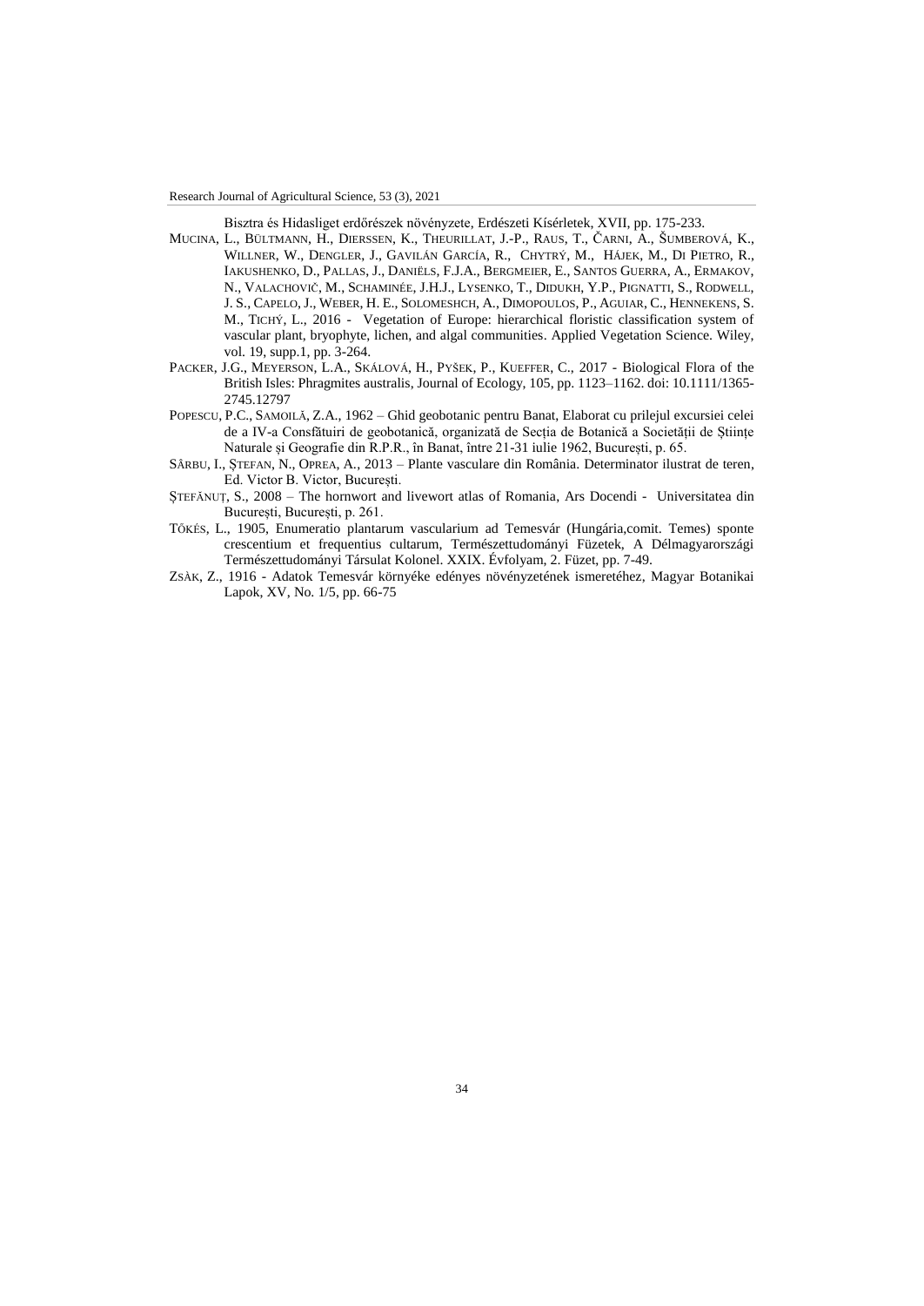Bisztra és Hidasliget erdőrészek növényzete, Erdészeti Kísérletek, XVII, pp. 175-233.

MUCINA, L., BÜLTMANN, H., DIERSSEN, K., THEURILLAT, J.-P., RAUS, T., ČARNI, A., ŠUMBEROVÁ, K., WILLNER, W., DENGLER, J., GAVILÁN GARCÍA, R., CHYTRÝ, M., HÁJEK, M., DI PIETRO, R., IAKUSHENKO, D., PALLAS, J., DANIËLS, F.J.A., BERGMEIER, E., SANTOS GUERRA, A., ERMAKOV, N., VALACHOVIČ, M., SCHAMINÉE, J.H.J., LYSENKO, T., DIDUKH, Y.P., PIGNATTI, S., RODWELL, J. S., CAPELO, J., WEBER, H. E., SOLOMESHCH, A., DIMOPOULOS, P., AGUIAR, C., HENNEKENS, S. M., TICHÝ, L., 2016 - Vegetation of Europe: hierarchical floristic classification system of vascular plant, bryophyte, lichen, and algal communities. Applied Vegetation Science. Wiley, vol. 19, supp.1, pp. 3-264.

PACKER, J.G., MEYERSON, L.A., SKÁLOVÁ, H., PYŠEK, P., KUEFFER, C., 2017 - Biological Flora of the British Isles: Phragmites australis, Journal of Ecology, 105, pp. 1123–1162. doi: 10.1111/1365-2745.12797

POPESCU, P.C., SAMOILĂ, Z.A., 1962 – Ghid geobotanic pentru Banat, Elaborat cu prilejul excursiei celei de a IV-a Consfătuiri de geobotanică, organizată de Secția de Botanică a Societății de Științe Naturale și Geografie din R.P.R., în Banat, între 21-31 iulie 1962, București, p. 65.

SÂRBU, I., ŞTEFAN, N., OPREA, A., 2013 – Plante vasculare din România. Determinator ilustrat de teren, Ed. Victor B. Victor, Bucureşti.

ŞTEFĂNUŢ, S., 2008 – The hornwort and livewort atlas of Romania, Ars Docendi - Universitatea din București, București, p. 261.

TŐKÉS, L., 1905, Enumeratio plantarum vascularium ad Temesvár (Hungária,comit. Temes) sponte crescentium et frequentius cultarum, Természettudományi Füzetek, A Délmagyarországi Természettudományi Társulat Kolonel. XXIX. Évfolyam, 2. Füzet, pp. 7-49.

ZSÀK, Z., 1916 - Adatok Temesvár környéke edényes növényzetének ismeretéhez, Magyar Botanikai Lapok, XV, No. 1/5, pp. 66-75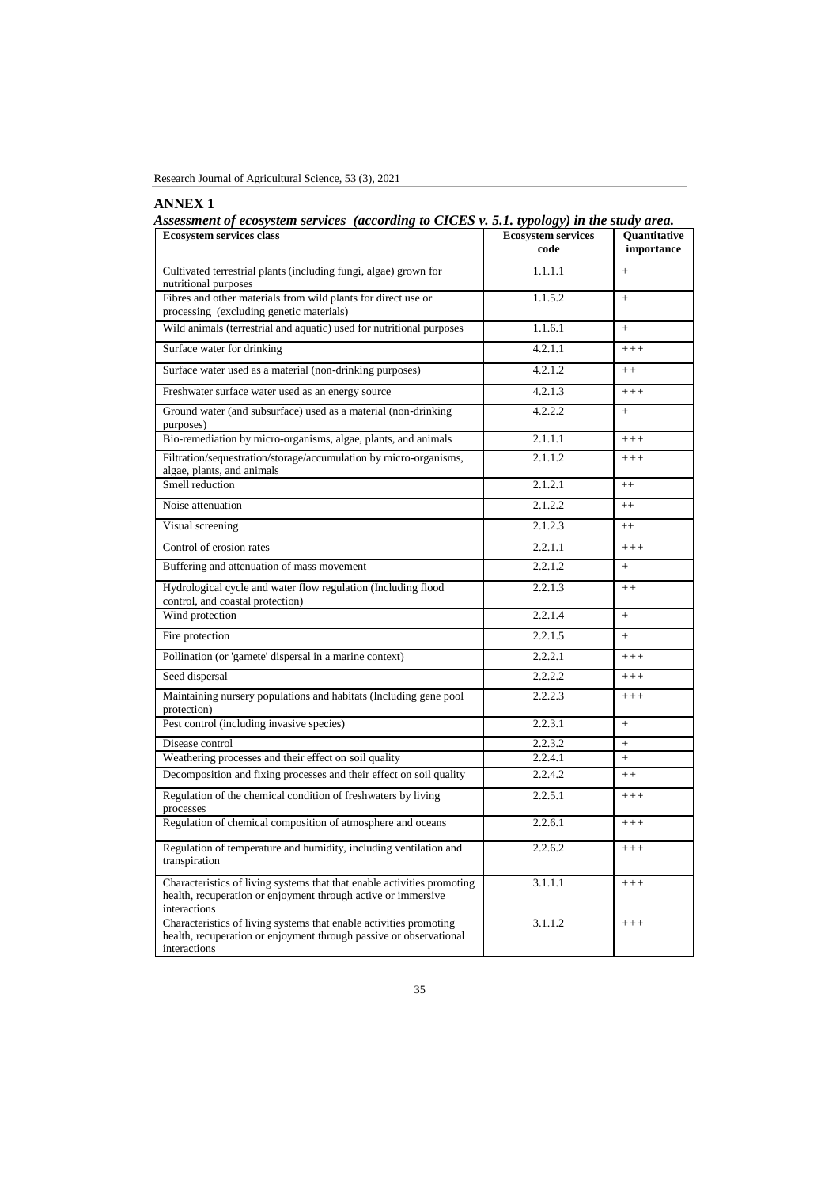## ANNEX 1

***Assessment of ecosystem services (according to CICES v. 5.1. typology) in the study area.***

| Ecosystem services class | Ecosystem services code | Quantitative importance |
|---|---|---|
| Cultivated terrestrial plants (including fungi, algae) grown for nutritional purposes | 1.1.1.1 | + |
| Fibres and other materials from wild plants for direct use or processing (excluding genetic materials) | 1.1.5.2 | + |
| Wild animals (terrestrial and aquatic) used for nutritional purposes | 1.1.6.1 | + |
| Surface water for drinking | 4.2.1.1 | +++ |
| Surface water used as a material (non-drinking purposes) | 4.2.1.2 | ++ |
| Freshwater surface water used as an energy source | 4.2.1.3 | +++ |
| Ground water (and subsurface) used as a material (non-drinking purposes) | 4.2.2.2 | + |
| Bio-remediation by micro-organisms, algae, plants, and animals | 2.1.1.1 | +++ |
| Filtration/sequestration/storage/accumulation by micro-organisms, algae, plants, and animals | 2.1.1.2 | +++ |
| Smell reduction | 2.1.2.1 | ++ |
| Noise attenuation | 2.1.2.2 | ++ |
| Visual screening | 2.1.2.3 | ++ |
| Control of erosion rates | 2.2.1.1 | +++ |
| Buffering and attenuation of mass movement | 2.2.1.2 | + |
| Hydrological cycle and water flow regulation (Including flood control, and coastal protection) | 2.2.1.3 | ++ |
| Wind protection | 2.2.1.4 | + |
| Fire protection | 2.2.1.5 | + |
| Pollination (or 'gamete' dispersal in a marine context) | 2.2.2.1 | +++ |
| Seed dispersal | 2.2.2.2 | +++ |
| Maintaining nursery populations and habitats (Including gene pool protection) | 2.2.2.3 | +++ |
| Pest control (including invasive species) | 2.2.3.1 | + |
| Disease control | 2.2.3.2 | + |
| Weathering processes and their effect on soil quality | 2.2.4.1 | + |
| Decomposition and fixing processes and their effect on soil quality | 2.2.4.2 | ++ |
| Regulation of the chemical condition of freshwaters by living processes | 2.2.5.1 | +++ |
| Regulation of chemical composition of atmosphere and oceans | 2.2.6.1 | +++ |
| Regulation of temperature and humidity, including ventilation and transpiration | 2.2.6.2 | +++ |
| Characteristics of living systems that that enable activities promoting health, recuperation or enjoyment through active or immersive interactions | 3.1.1.1 | +++ |
| Characteristics of living systems that enable activities promoting health, recuperation or enjoyment through passive or observational interactions | 3.1.1.2 | +++ |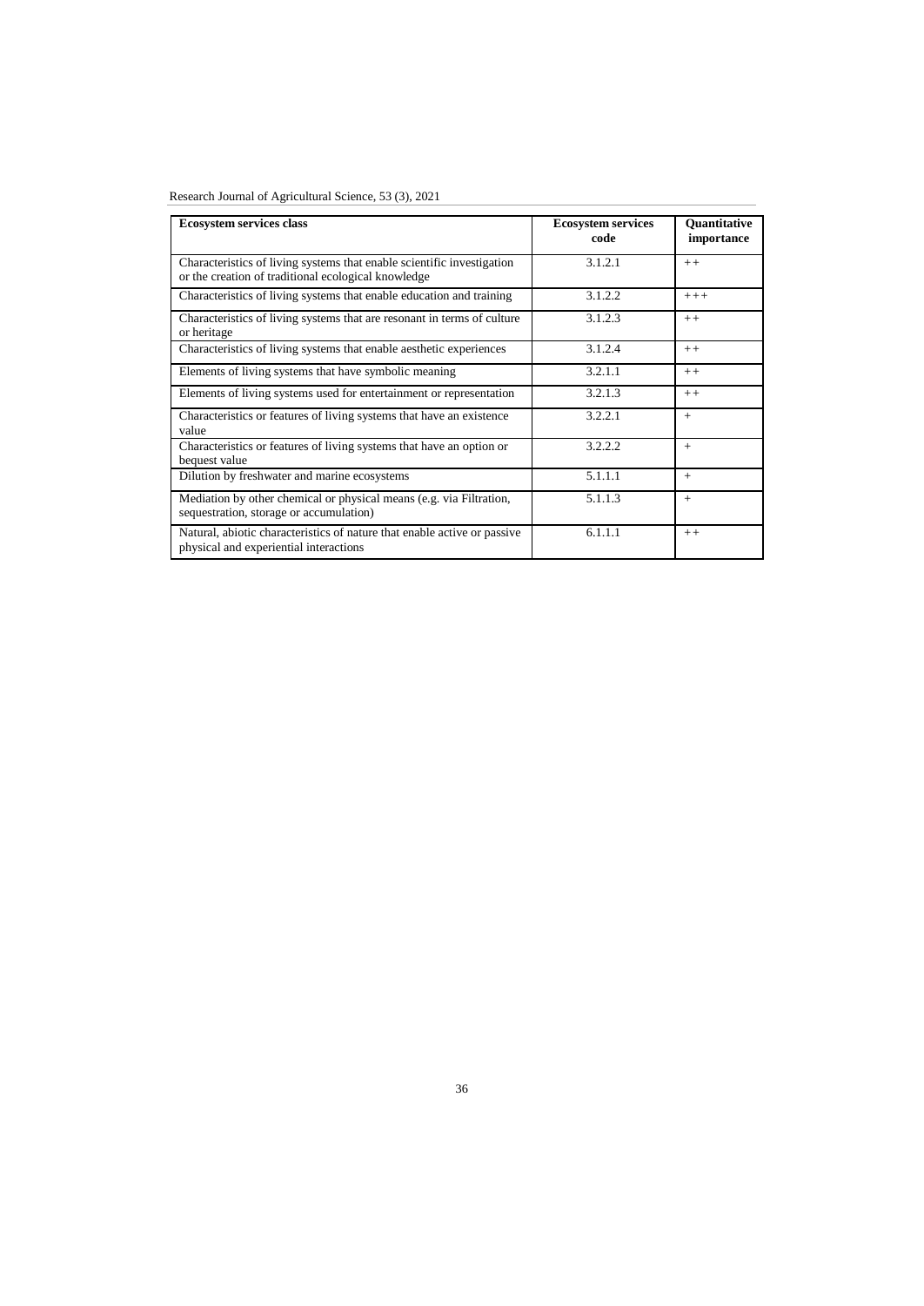| Ecosystem services class | Ecosystem services code | Quantitative importance |
|---|---|---|
| Characteristics of living systems that enable scientific investigation or the creation of traditional ecological knowledge | 3.1.2.1 | ++ |
| Characteristics of living systems that enable education and training | 3.1.2.2 | +++ |
| Characteristics of living systems that are resonant in terms of culture or heritage | 3.1.2.3 | ++ |
| Characteristics of living systems that enable aesthetic experiences | 3.1.2.4 | ++ |
| Elements of living systems that have symbolic meaning | 3.2.1.1 | ++ |
| Elements of living systems used for entertainment or representation | 3.2.1.3 | ++ |
| Characteristics or features of living systems that have an existence value | 3.2.2.1 | + |
| Characteristics or features of living systems that have an option or bequest value | 3.2.2.2 | + |
| Dilution by freshwater and marine ecosystems | 5.1.1.1 | + |
| Mediation by other chemical or physical means (e.g. via Filtration, sequestration, storage or accumulation) | 5.1.1.3 | + |
| Natural, abiotic characteristics of nature that enable active or passive physical and experiential interactions | 6.1.1.1 | ++ |